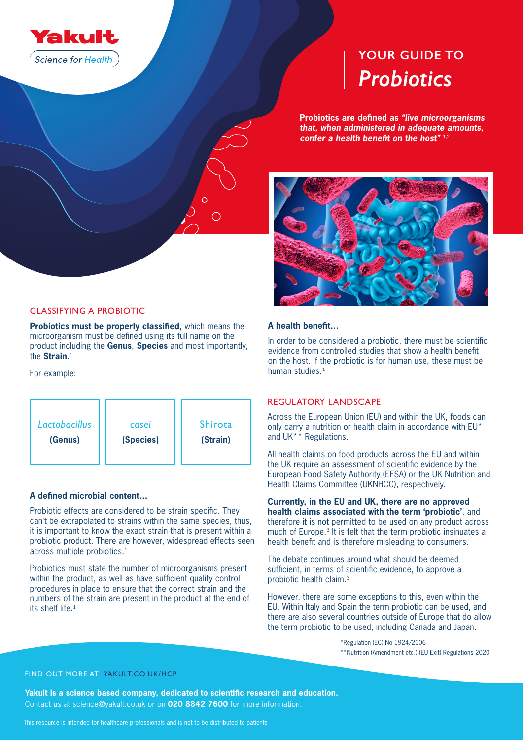Yakult

Science for Health

# YOUR GUIDE TO *Probiotics*

**Probiotics are defined as *"live microorganisms that, when administered in adequate amounts, confer a health benefit on the host"*** [1,2]

## CLASSIFYING A PROBIOTIC

**Probiotics must be properly classified,** which means the microorganism must be defined using its full name on the product including the **Genus**, **Species** and most importantly, the **Strain**.[1]

For example:

| *Lactobacillus* | *casei* | Shirota |
|---|---|---|
| **(Genus)** | **(Species)** | **(Strain)** |

### A defined microbial content…

Probiotic effects are considered to be strain specific. They can't be extrapolated to strains within the same species, thus, it is important to know the exact strain that is present within a probiotic product. There are however, widespread effects seen across multiple probiotics.[1]

Probiotics must state the number of microorganisms present within the product, as well as have sufficient quality control procedures in place to ensure that the correct strain and the numbers of the strain are present in the product at the end of its shelf life.[1]

### A health benefit…

In order to be considered a probiotic, there must be scientific evidence from controlled studies that show a health benefit on the host. If the probiotic is for human use, these must be human studies.[1]

## REGULATORY LANDSCAPE

Across the European Union (EU) and within the UK, foods can only carry a nutrition or health claim in accordance with EU* and UK** Regulations.

All health claims on food products across the EU and within the UK require an assessment of scientific evidence by the European Food Safety Authority (EFSA) or the UK Nutrition and Health Claims Committee (UKNHCC), respectively.

**Currently, in the EU and UK, there are no approved health claims associated with the term 'probiotic'**, and therefore it is not permitted to be used on any product across much of Europe.[3] It is felt that the term probiotic insinuates a health benefit and is therefore misleading to consumers.

The debate continues around what should be deemed sufficient, in terms of scientific evidence, to approve a probiotic health claim.[3]

However, there are some exceptions to this, even within the EU. Within Italy and Spain the term probiotic can be used, and there are also several countries outside of Europe that do allow the term probiotic to be used, including Canada and Japan.

*Regulation (EC) No 1924/2006
**Nutrition (Amendment etc.) (EU Exit) Regulations 2020

FIND OUT MORE AT YAKULT.CO.UK/HCP

**Yakult is a science based company, dedicated to scientific research and education.**
Contact us at science@yakult.co.uk or on **020 8842 7600** for more information.

This resource is intended for healthcare professionals and is not to be distributed to patients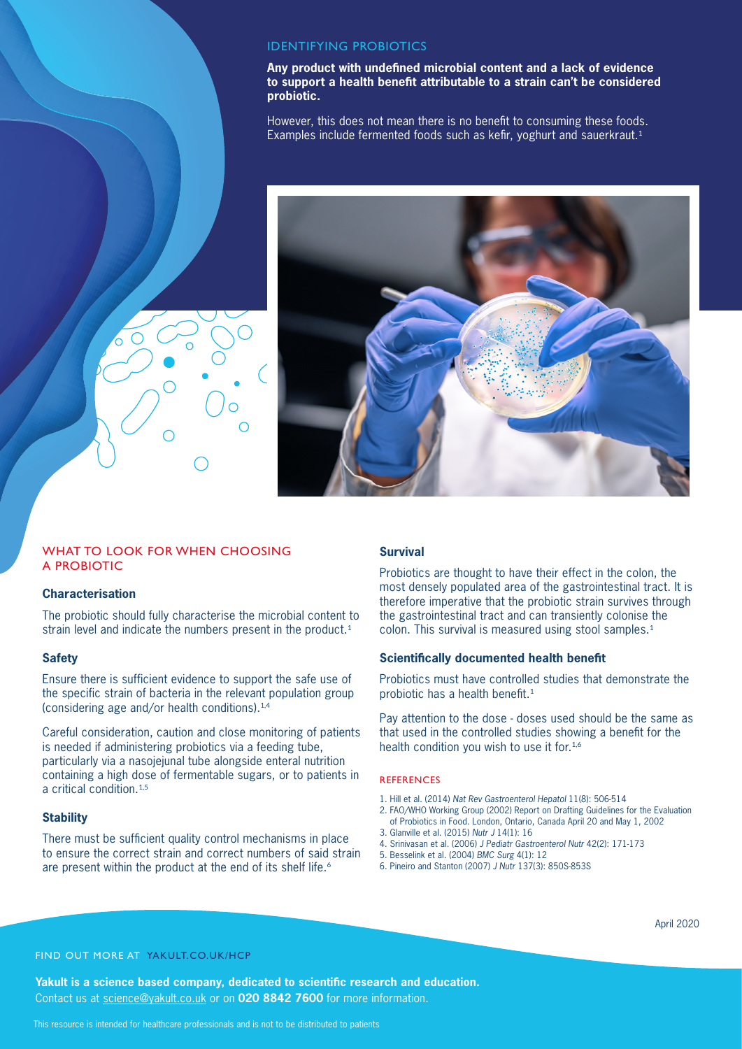## IDENTIFYING PROBIOTICS

**Any product with undefined microbial content and a lack of evidence to support a health benefit attributable to a strain can't be considered probiotic.**

However, this does not mean there is no benefit to consuming these foods. Examples include fermented foods such as kefir, yoghurt and sauerkraut.[1]

## WHAT TO LOOK FOR WHEN CHOOSING A PROBIOTIC

### Characterisation

The probiotic should fully characterise the microbial content to strain level and indicate the numbers present in the product.[1]

### Safety

Ensure there is sufficient evidence to support the safe use of the specific strain of bacteria in the relevant population group (considering age and/or health conditions).[1,4]

Careful consideration, caution and close monitoring of patients is needed if administering probiotics via a feeding tube, particularly via a nasojejunal tube alongside enteral nutrition containing a high dose of fermentable sugars, or to patients in a critical condition.[1,5]

### Stability

There must be sufficient quality control mechanisms in place to ensure the correct strain and correct numbers of said strain are present within the product at the end of its shelf life.[6]

### Survival

Probiotics are thought to have their effect in the colon, the most densely populated area of the gastrointestinal tract. It is therefore imperative that the probiotic strain survives through the gastrointestinal tract and can transiently colonise the colon. This survival is measured using stool samples.[1]

### Scientifically documented health benefit

Probiotics must have controlled studies that demonstrate the probiotic has a health benefit.[1]

Pay attention to the dose - doses used should be the same as that used in the controlled studies showing a benefit for the health condition you wish to use it for.[1,6]

#### REFERENCES

1. Hill et al. (2014) *Nat Rev Gastroenterol Hepatol* 11(8): 506-514
2. FAO/WHO Working Group (2002) Report on Drafting Guidelines for the Evaluation of Probiotics in Food. London, Ontario, Canada April 20 and May 1, 2002
3. Glanville et al. (2015) *Nutr J* 14(1): 16
4. Srinivasan et al. (2006) *J Pediatr Gastroenterol Nutr* 42(2): 171-173
5. Besselink et al. (2004) *BMC Surg* 4(1): 12
6. Pineiro and Stanton (2007) *J Nutr* 137(3): 850S-853S

April 2020

FIND OUT MORE AT YAKULT.CO.UK/HCP

**Yakult is a science based company, dedicated to scientific research and education.**
Contact us at science@yakult.co.uk or on **020 8842 7600** for more information.

This resource is intended for healthcare professionals and is not to be distributed to patients